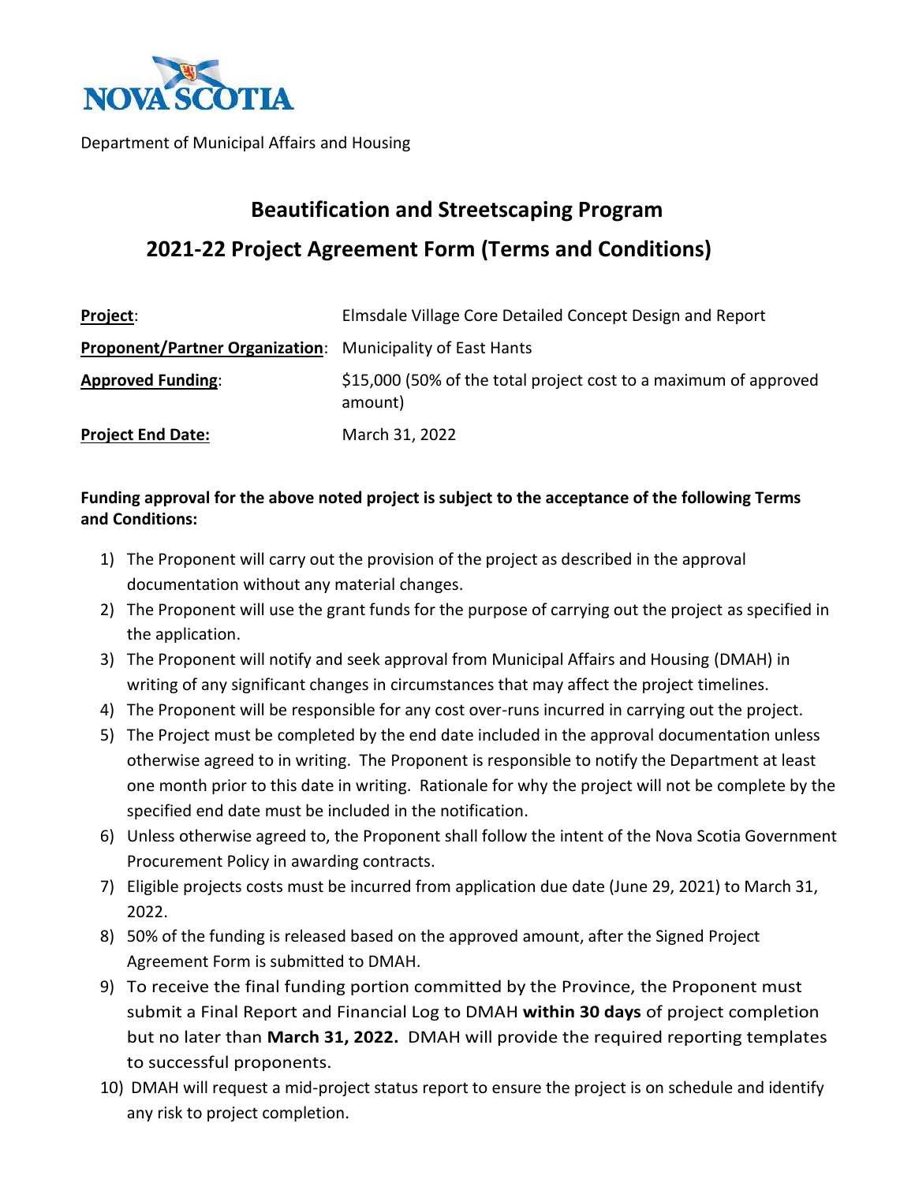Department of Municipal Affairs and Housing

# Beautification and Streetscaping Program

## 2021-22 Project Agreement Form (Terms and Conditions)

| | |
|---|---|
| **Project**: | Elmsdale Village Core Detailed Concept Design and Report |
| **Proponent/Partner Organization**: | Municipality of East Hants |
| **Approved Funding**: | $15,000 (50% of the total project cost to a maximum of approved amount) |
| **Project End Date:** | March 31, 2022 |

**Funding approval for the above noted project is subject to the acceptance of the following Terms and Conditions:**

1) The Proponent will carry out the provision of the project as described in the approval documentation without any material changes.
2) The Proponent will use the grant funds for the purpose of carrying out the project as specified in the application.
3) The Proponent will notify and seek approval from Municipal Affairs and Housing (DMAH) in writing of any significant changes in circumstances that may affect the project timelines.
4) The Proponent will be responsible for any cost over-runs incurred in carrying out the project.
5) The Project must be completed by the end date included in the approval documentation unless otherwise agreed to in writing. The Proponent is responsible to notify the Department at least one month prior to this date in writing. Rationale for why the project will not be complete by the specified end date must be included in the notification.
6) Unless otherwise agreed to, the Proponent shall follow the intent of the Nova Scotia Government Procurement Policy in awarding contracts.
7) Eligible projects costs must be incurred from application due date (June 29, 2021) to March 31, 2022.
8) 50% of the funding is released based on the approved amount, after the Signed Project Agreement Form is submitted to DMAH.
9) To receive the final funding portion committed by the Province, the Proponent must submit a Final Report and Financial Log to DMAH **within 30 days** of project completion but no later than **March 31, 2022.** DMAH will provide the required reporting templates to successful proponents.
10) DMAH will request a mid-project status report to ensure the project is on schedule and identify any risk to project completion.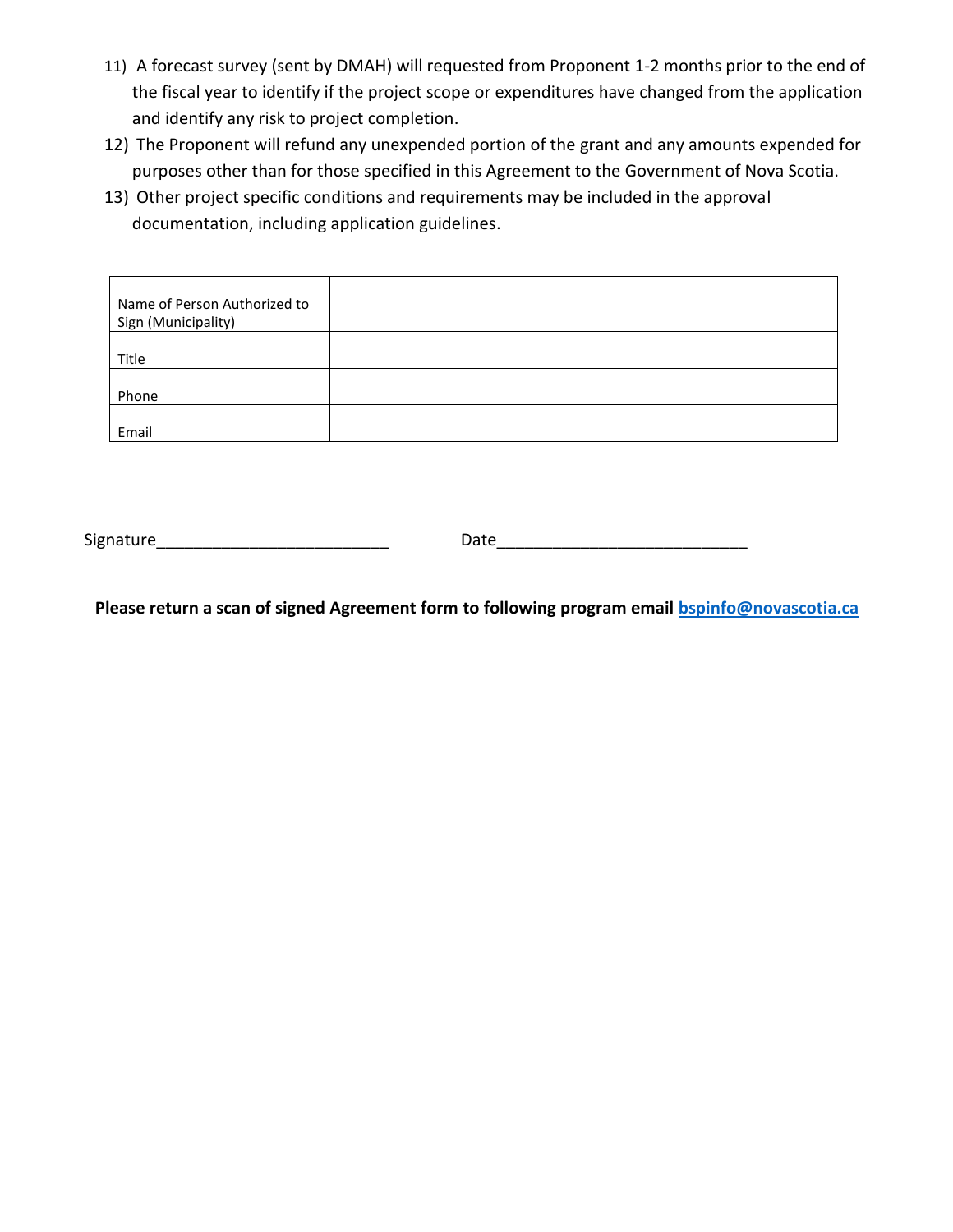11) A forecast survey (sent by DMAH) will requested from Proponent 1-2 months prior to the end of the fiscal year to identify if the project scope or expenditures have changed from the application and identify any risk to project completion.
12) The Proponent will refund any unexpended portion of the grant and any amounts expended for purposes other than for those specified in this Agreement to the Government of Nova Scotia.
13) Other project specific conditions and requirements may be included in the approval documentation, including application guidelines.

| | |
|---|---|
| Name of Person Authorized to Sign (Municipality) | |
| Title | |
| Phone | |
| Email | |

Signature_________________________ Date___________________________

**Please return a scan of signed Agreement form to following program email bspinfo@novascotia.ca**